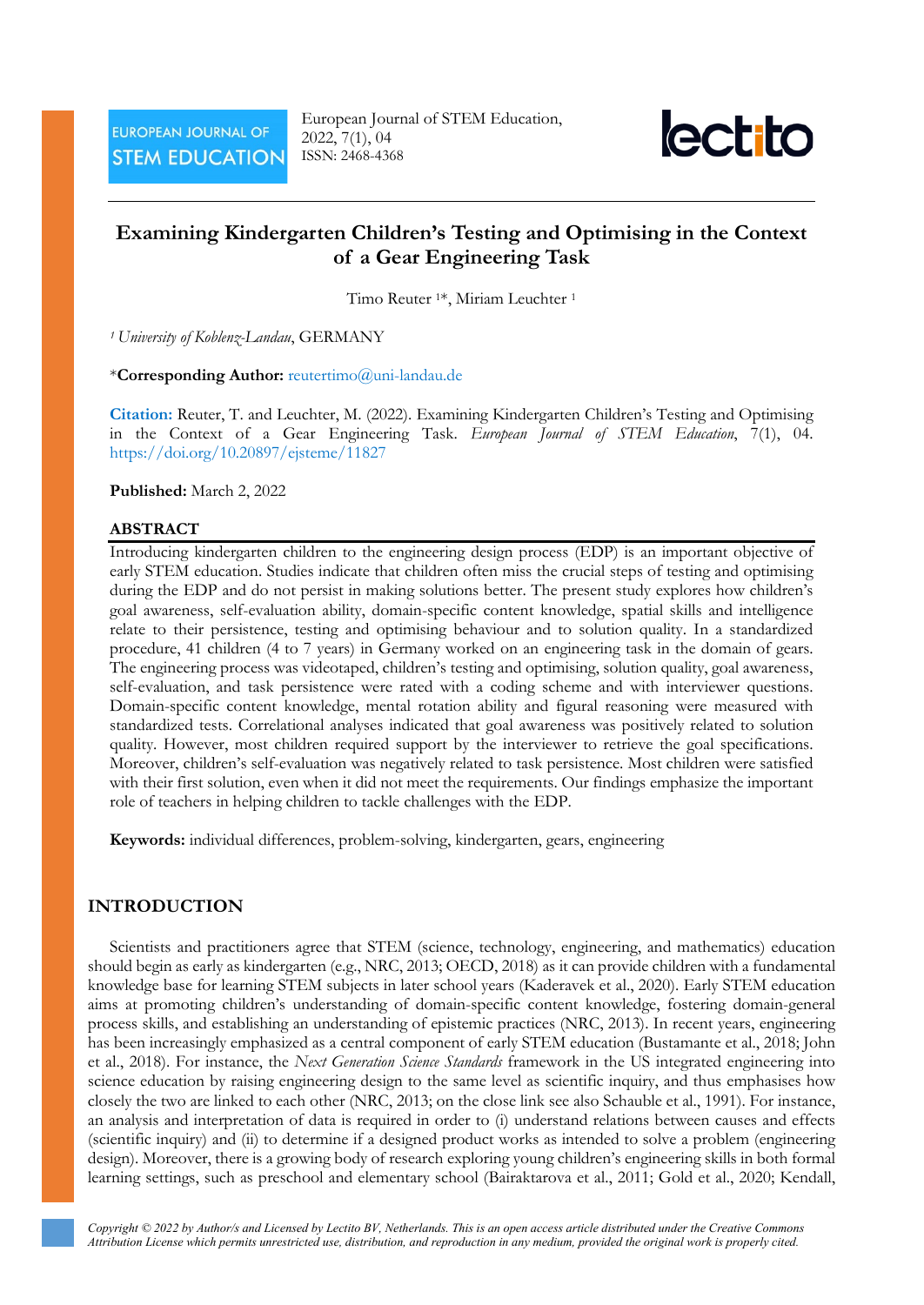# Examining Kindergarten Children's Testing and Optimising in the Context of a Gear Engineering Task

Timo Reuter [1]*, Miriam Leuchter [1]

[1] *University of Koblenz-Landau*, GERMANY

*__Corresponding Author:__ reutertimo@uni-landau.de

**Citation:** Reuter, T. and Leuchter, M. (2022). Examining Kindergarten Children's Testing and Optimising in the Context of a Gear Engineering Task. *European Journal of STEM Education*, 7(1), 04. https://doi.org/10.20897/ejsteme/11827

**Published:** March 2, 2022

## ABSTRACT

Introducing kindergarten children to the engineering design process (EDP) is an important objective of early STEM education. Studies indicate that children often miss the crucial steps of testing and optimising during the EDP and do not persist in making solutions better. The present study explores how children's goal awareness, self-evaluation ability, domain-specific content knowledge, spatial skills and intelligence relate to their persistence, testing and optimising behaviour and to solution quality. In a standardized procedure, 41 children (4 to 7 years) in Germany worked on an engineering task in the domain of gears. The engineering process was videotaped, children's testing and optimising, solution quality, goal awareness, self-evaluation, and task persistence were rated with a coding scheme and with interviewer questions. Domain-specific content knowledge, mental rotation ability and figural reasoning were measured with standardized tests. Correlational analyses indicated that goal awareness was positively related to solution quality. However, most children required support by the interviewer to retrieve the goal specifications. Moreover, children's self-evaluation was negatively related to task persistence. Most children were satisfied with their first solution, even when it did not meet the requirements. Our findings emphasize the important role of teachers in helping children to tackle challenges with the EDP.

**Keywords:** individual differences, problem-solving, kindergarten, gears, engineering

## INTRODUCTION

Scientists and practitioners agree that STEM (science, technology, engineering, and mathematics) education should begin as early as kindergarten (e.g., NRC, 2013; OECD, 2018) as it can provide children with a fundamental knowledge base for learning STEM subjects in later school years (Kaderavek et al., 2020). Early STEM education aims at promoting children's understanding of domain-specific content knowledge, fostering domain-general process skills, and establishing an understanding of epistemic practices (NRC, 2013). In recent years, engineering has been increasingly emphasized as a central component of early STEM education (Bustamante et al., 2018; John et al., 2018). For instance, the *Next Generation Science Standards* framework in the US integrated engineering into science education by raising engineering design to the same level as scientific inquiry, and thus emphasises how closely the two are linked to each other (NRC, 2013; on the close link see also Schauble et al., 1991). For instance, an analysis and interpretation of data is required in order to (i) understand relations between causes and effects (scientific inquiry) and (ii) to determine if a designed product works as intended to solve a problem (engineering design). Moreover, there is a growing body of research exploring young children's engineering skills in both formal learning settings, such as preschool and elementary school (Bairaktarova et al., 2011; Gold et al., 2020; Kendall,

*Copyright © 2022 by Author/s and Licensed by Lectito BV, Netherlands. This is an open access article distributed under the Creative Commons Attribution License which permits unrestricted use, distribution, and reproduction in any medium, provided the original work is properly cited.*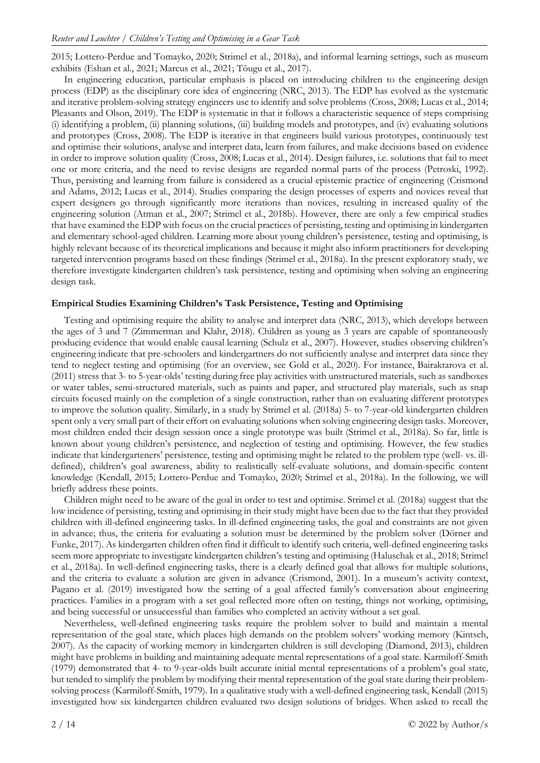2015; Lottero-Perdue and Tomayko, 2020; Strimel et al., 2018a), and informal learning settings, such as museum exhibits (Eshan et al., 2021; Marcus et al., 2021; Tõugu et al., 2017).

In engineering education, particular emphasis is placed on introducing children to the engineering design process (EDP) as the disciplinary core idea of engineering (NRC, 2013). The EDP has evolved as the systematic and iterative problem-solving strategy engineers use to identify and solve problems (Cross, 2008; Lucas et al., 2014; Pleasants and Olson, 2019). The EDP is systematic in that it follows a characteristic sequence of steps comprising (i) identifying a problem, (ii) planning solutions, (iii) building models and prototypes, and (iv) evaluating solutions and prototypes (Cross, 2008). The EDP is iterative in that engineers build various prototypes, continuously test and optimise their solutions, analyse and interpret data, learn from failures, and make decisions based on evidence in order to improve solution quality (Cross, 2008; Lucas et al., 2014). Design failures, i.e. solutions that fail to meet one or more criteria, and the need to revise designs are regarded normal parts of the process (Petroski, 1992). Thus, persisting and learning from failure is considered as a crucial epistemic practice of engineering (Crismond and Adams, 2012; Lucas et al., 2014). Studies comparing the design processes of experts and novices reveal that expert designers go through significantly more iterations than novices, resulting in increased quality of the engineering solution (Atman et al., 2007; Strimel et al., 2018b). However, there are only a few empirical studies that have examined the EDP with focus on the crucial practices of persisting, testing and optimising in kindergarten and elementary school-aged children. Learning more about young children's persistence, testing and optimising, is highly relevant because of its theoretical implications and because it might also inform practitioners for developing targeted intervention programs based on these findings (Strimel et al., 2018a). In the present exploratory study, we therefore investigate kindergarten children's task persistence, testing and optimising when solving an engineering design task.

## Empirical Studies Examining Children's Task Persistence, Testing and Optimising

Testing and optimising require the ability to analyse and interpret data (NRC, 2013), which develops between the ages of 3 and 7 (Zimmerman and Klahr, 2018). Children as young as 3 years are capable of spontaneously producing evidence that would enable causal learning (Schulz et al., 2007). However, studies observing children's engineering indicate that pre-schoolers and kindergartners do not sufficiently analyse and interpret data since they tend to neglect testing and optimising (for an overview, see Gold et al., 2020). For instance, Bairaktarova et al. (2011) stress that 3- to 5-year-olds' testing during free play activities with unstructured materials, such as sandboxes or water tables, semi-structured materials, such as paints and paper, and structured play materials, such as snap circuits focused mainly on the completion of a single construction, rather than on evaluating different prototypes to improve the solution quality. Similarly, in a study by Strimel et al. (2018a) 5- to 7-year-old kindergarten children spent only a very small part of their effort on evaluating solutions when solving engineering design tasks. Moreover, most children ended their design session once a single prototype was built (Strimel et al., 2018a). So far, little is known about young children's persistence, and neglection of testing and optimising. However, the few studies indicate that kindergarteners' persistence, testing and optimising might be related to the problem type (well- vs. ill-defined), children's goal awareness, ability to realistically self-evaluate solutions, and domain-specific content knowledge (Kendall, 2015; Lottero-Perdue and Tomayko, 2020; Strimel et al., 2018a). In the following, we will briefly address these points.

Children might need to be aware of the goal in order to test and optimise. Strimel et al. (2018a) suggest that the low incidence of persisting, testing and optimising in their study might have been due to the fact that they provided children with ill-defined engineering tasks. In ill-defined engineering tasks, the goal and constraints are not given in advance; thus, the criteria for evaluating a solution must be determined by the problem solver (Dörner and Funke, 2017). As kindergarten children often find it difficult to identify such criteria, well-defined engineering tasks seem more appropriate to investigate kindergarten children's testing and optimising (Haluschak et al., 2018; Strimel et al., 2018a). In well-defined engineering tasks, there is a clearly defined goal that allows for multiple solutions, and the criteria to evaluate a solution are given in advance (Crismond, 2001). In a museum's activity context, Pagano et al. (2019) investigated how the setting of a goal affected family's conversation about engineering practices. Families in a program with a set goal reflected more often on testing, things not working, optimising, and being successful or unsuccessful than families who completed an activity without a set goal.

Nevertheless, well-defined engineering tasks require the problem solver to build and maintain a mental representation of the goal state, which places high demands on the problem solvers' working memory (Kintsch, 2007). As the capacity of working memory in kindergarten children is still developing (Diamond, 2013), children might have problems in building and maintaining adequate mental representations of a goal state. Karmiloff-Smith (1979) demonstrated that 4- to 9-year-olds built accurate initial mental representations of a problem's goal state, but tended to simplify the problem by modifying their mental representation of the goal state during their problem-solving process (Karmiloff-Smith, 1979). In a qualitative study with a well-defined engineering task, Kendall (2015) investigated how six kindergarten children evaluated two design solutions of bridges. When asked to recall the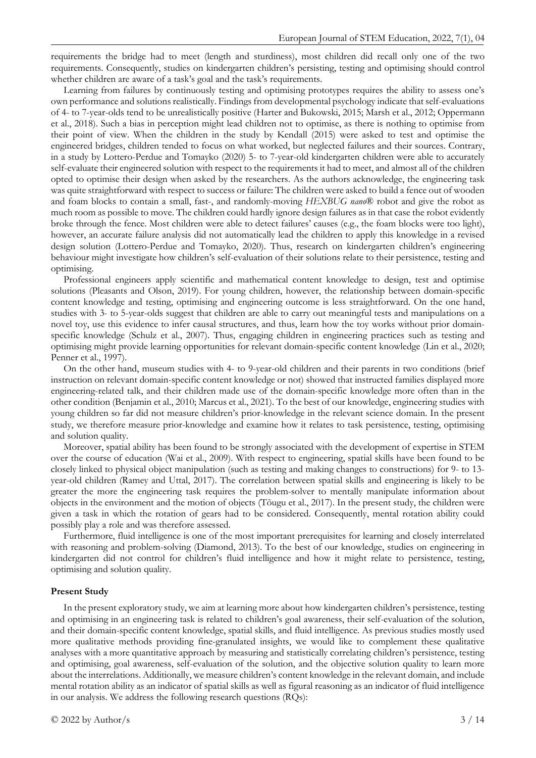requirements the bridge had to meet (length and sturdiness), most children did recall only one of the two requirements. Consequently, studies on kindergarten children's persisting, testing and optimising should control whether children are aware of a task's goal and the task's requirements.

Learning from failures by continuously testing and optimising prototypes requires the ability to assess one's own performance and solutions realistically. Findings from developmental psychology indicate that self-evaluations of 4- to 7-year-olds tend to be unrealistically positive (Harter and Bukowski, 2015; Marsh et al., 2012; Oppermann et al., 2018). Such a bias in perception might lead children not to optimise, as there is nothing to optimise from their point of view. When the children in the study by Kendall (2015) were asked to test and optimise the engineered bridges, children tended to focus on what worked, but neglected failures and their sources. Contrary, in a study by Lottero-Perdue and Tomayko (2020) 5- to 7-year-old kindergarten children were able to accurately self-evaluate their engineered solution with respect to the requirements it had to meet, and almost all of the children opted to optimise their design when asked by the researchers. As the authors acknowledge, the engineering task was quite straightforward with respect to success or failure: The children were asked to build a fence out of wooden and foam blocks to contain a small, fast-, and randomly-moving *HEXBUG nano®* robot and give the robot as much room as possible to move. The children could hardly ignore design failures as in that case the robot evidently broke through the fence. Most children were able to detect failures' causes (e.g., the foam blocks were too light), however, an accurate failure analysis did not automatically lead the children to apply this knowledge in a revised design solution (Lottero-Perdue and Tomayko, 2020). Thus, research on kindergarten children's engineering behaviour might investigate how children's self-evaluation of their solutions relate to their persistence, testing and optimising.

Professional engineers apply scientific and mathematical content knowledge to design, test and optimise solutions (Pleasants and Olson, 2019). For young children, however, the relationship between domain-specific content knowledge and testing, optimising and engineering outcome is less straightforward. On the one hand, studies with 3- to 5-year-olds suggest that children are able to carry out meaningful tests and manipulations on a novel toy, use this evidence to infer causal structures, and thus, learn how the toy works without prior domain-specific knowledge (Schulz et al., 2007). Thus, engaging children in engineering practices such as testing and optimising might provide learning opportunities for relevant domain-specific content knowledge (Lin et al., 2020; Penner et al., 1997).

On the other hand, museum studies with 4- to 9-year-old children and their parents in two conditions (brief instruction on relevant domain-specific content knowledge or not) showed that instructed families displayed more engineering-related talk, and their children made use of the domain-specific knowledge more often than in the other condition (Benjamin et al., 2010; Marcus et al., 2021). To the best of our knowledge, engineering studies with young children so far did not measure children's prior-knowledge in the relevant science domain. In the present study, we therefore measure prior-knowledge and examine how it relates to task persistence, testing, optimising and solution quality.

Moreover, spatial ability has been found to be strongly associated with the development of expertise in STEM over the course of education (Wai et al., 2009). With respect to engineering, spatial skills have been found to be closely linked to physical object manipulation (such as testing and making changes to constructions) for 9- to 13-year-old children (Ramey and Uttal, 2017). The correlation between spatial skills and engineering is likely to be greater the more the engineering task requires the problem-solver to mentally manipulate information about objects in the environment and the motion of objects (Tõugu et al., 2017). In the present study, the children were given a task in which the rotation of gears had to be considered. Consequently, mental rotation ability could possibly play a role and was therefore assessed.

Furthermore, fluid intelligence is one of the most important prerequisites for learning and closely interrelated with reasoning and problem-solving (Diamond, 2013). To the best of our knowledge, studies on engineering in kindergarten did not control for children's fluid intelligence and how it might relate to persistence, testing, optimising and solution quality.

**Present Study**

In the present exploratory study, we aim at learning more about how kindergarten children's persistence, testing and optimising in an engineering task is related to children's goal awareness, their self-evaluation of the solution, and their domain-specific content knowledge, spatial skills, and fluid intelligence. As previous studies mostly used more qualitative methods providing fine-granulated insights, we would like to complement these qualitative analyses with a more quantitative approach by measuring and statistically correlating children's persistence, testing and optimising, goal awareness, self-evaluation of the solution, and the objective solution quality to learn more about the interrelations. Additionally, we measure children's content knowledge in the relevant domain, and include mental rotation ability as an indicator of spatial skills as well as figural reasoning as an indicator of fluid intelligence in our analysis. We address the following research questions (RQs):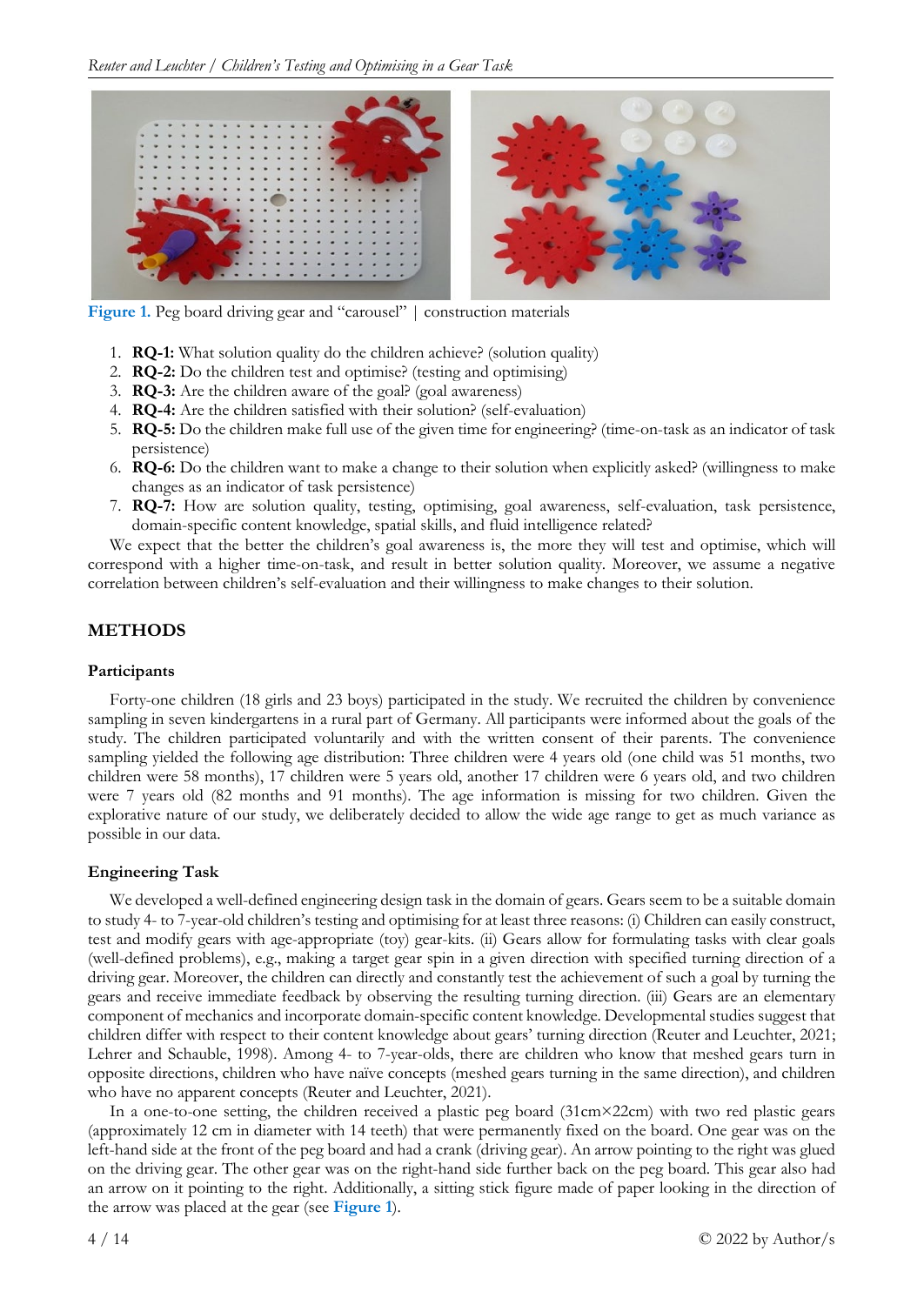Figure 1. Peg board driving gear and "carousel" | construction materials

1. **RQ-1:** What solution quality do the children achieve? (solution quality)
2. **RQ-2:** Do the children test and optimise? (testing and optimising)
3. **RQ-3:** Are the children aware of the goal? (goal awareness)
4. **RQ-4:** Are the children satisfied with their solution? (self-evaluation)
5. **RQ-5:** Do the children make full use of the given time for engineering? (time-on-task as an indicator of task persistence)
6. **RQ-6:** Do the children want to make a change to their solution when explicitly asked? (willingness to make changes as an indicator of task persistence)
7. **RQ-7:** How are solution quality, testing, optimising, goal awareness, self-evaluation, task persistence, domain-specific content knowledge, spatial skills, and fluid intelligence related?

We expect that the better the children's goal awareness is, the more they will test and optimise, which will correspond with a higher time-on-task, and result in better solution quality. Moreover, we assume a negative correlation between children's self-evaluation and their willingness to make changes to their solution.

## METHODS

### Participants

Forty-one children (18 girls and 23 boys) participated in the study. We recruited the children by convenience sampling in seven kindergartens in a rural part of Germany. All participants were informed about the goals of the study. The children participated voluntarily and with the written consent of their parents. The convenience sampling yielded the following age distribution: Three children were 4 years old (one child was 51 months, two children were 58 months), 17 children were 5 years old, another 17 children were 6 years old, and two children were 7 years old (82 months and 91 months). The age information is missing for two children. Given the explorative nature of our study, we deliberately decided to allow the wide age range to get as much variance as possible in our data.

### Engineering Task

We developed a well-defined engineering design task in the domain of gears. Gears seem to be a suitable domain to study 4- to 7-year-old children's testing and optimising for at least three reasons: (i) Children can easily construct, test and modify gears with age-appropriate (toy) gear-kits. (ii) Gears allow for formulating tasks with clear goals (well-defined problems), e.g., making a target gear spin in a given direction with specified turning direction of a driving gear. Moreover, the children can directly and constantly test the achievement of such a goal by turning the gears and receive immediate feedback by observing the resulting turning direction. (iii) Gears are an elementary component of mechanics and incorporate domain-specific content knowledge. Developmental studies suggest that children differ with respect to their content knowledge about gears' turning direction (Reuter and Leuchter, 2021; Lehrer and Schauble, 1998). Among 4- to 7-year-olds, there are children who know that meshed gears turn in opposite directions, children who have naïve concepts (meshed gears turning in the same direction), and children who have no apparent concepts (Reuter and Leuchter, 2021).

In a one-to-one setting, the children received a plastic peg board (31cm×22cm) with two red plastic gears (approximately 12 cm in diameter with 14 teeth) that were permanently fixed on the board. One gear was on the left-hand side at the front of the peg board and had a crank (driving gear). An arrow pointing to the right was glued on the driving gear. The other gear was on the right-hand side further back on the peg board. This gear also had an arrow on it pointing to the right. Additionally, a sitting stick figure made of paper looking in the direction of the arrow was placed at the gear (see Figure 1).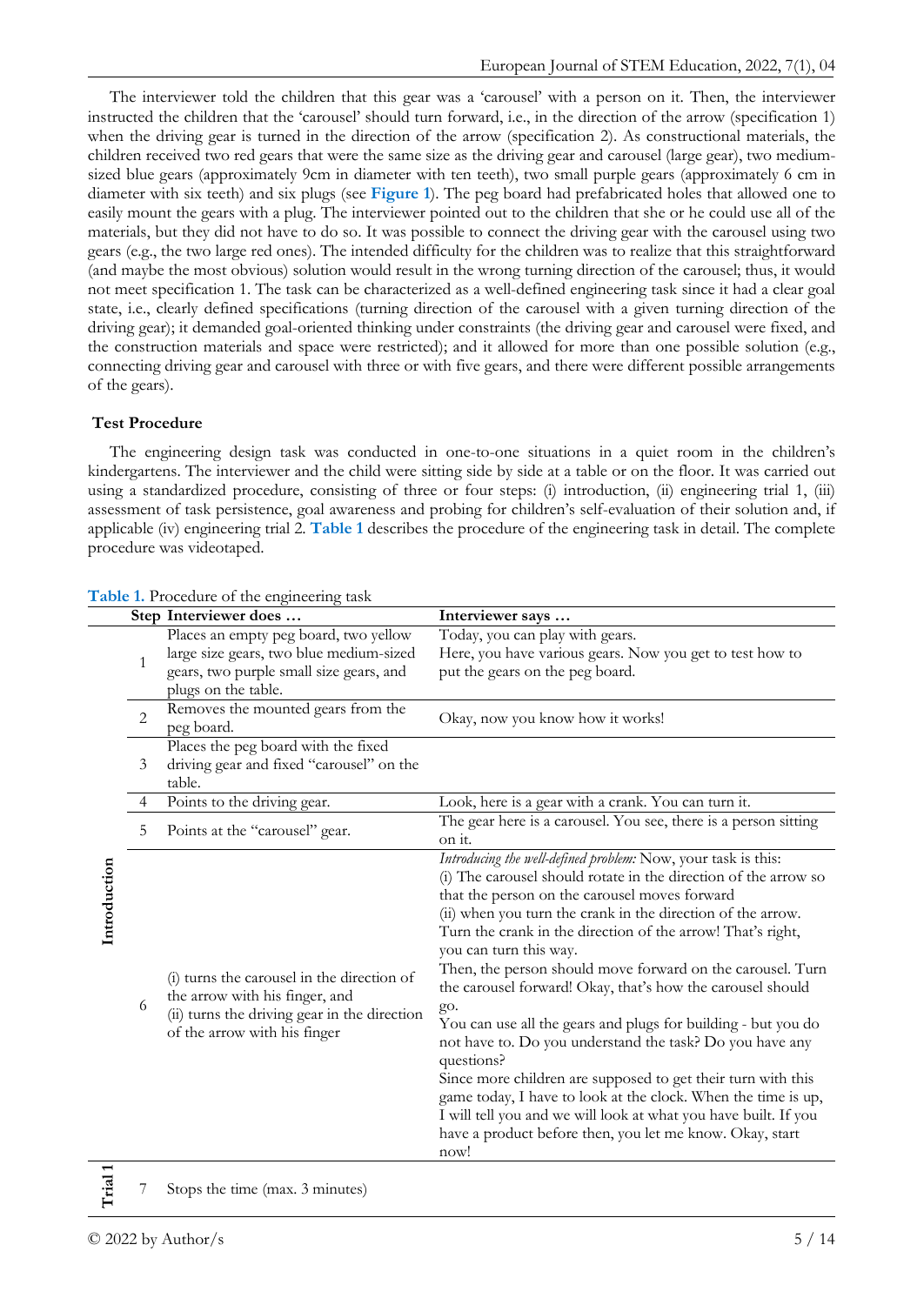The interviewer told the children that this gear was a 'carousel' with a person on it. Then, the interviewer instructed the children that the 'carousel' should turn forward, i.e., in the direction of the arrow (specification 1) when the driving gear is turned in the direction of the arrow (specification 2). As constructional materials, the children received two red gears that were the same size as the driving gear and carousel (large gear), two medium-sized blue gears (approximately 9cm in diameter with ten teeth), two small purple gears (approximately 6 cm in diameter with six teeth) and six plugs (see **Figure 1**). The peg board had prefabricated holes that allowed one to easily mount the gears with a plug. The interviewer pointed out to the children that she or he could use all of the materials, but they did not have to do so. It was possible to connect the driving gear with the carousel using two gears (e.g., the two large red ones). The intended difficulty for the children was to realize that this straightforward (and maybe the most obvious) solution would result in the wrong turning direction of the carousel; thus, it would not meet specification 1. The task can be characterized as a well-defined engineering task since it had a clear goal state, i.e., clearly defined specifications (turning direction of the carousel with a given turning direction of the driving gear); it demanded goal-oriented thinking under constraints (the driving gear and carousel were fixed, and the construction materials and space were restricted); and it allowed for more than one possible solution (e.g., connecting driving gear and carousel with three or with five gears, and there were different possible arrangements of the gears).

### Test Procedure

The engineering design task was conducted in one-to-one situations in a quiet room in the children's kindergartens. The interviewer and the child were sitting side by side at a table or on the floor. It was carried out using a standardized procedure, consisting of three or four steps: (i) introduction, (ii) engineering trial 1, (iii) assessment of task persistence, goal awareness and probing for children's self-evaluation of their solution and, if applicable (iv) engineering trial 2. **Table 1** describes the procedure of the engineering task in detail. The complete procedure was videotaped.

**Table 1.** Procedure of the engineering task

| | Step | Interviewer does … | Interviewer says … |
|---|---|---|---|
| Introduction | 1 | Places an empty peg board, two yellow large size gears, two blue medium-sized gears, two purple small size gears, and plugs on the table. | Today, you can play with gears. Here, you have various gears. Now you get to test how to put the gears on the peg board. |
| | 2 | Removes the mounted gears from the peg board. | Okay, now you know how it works! |
| | 3 | Places the peg board with the fixed driving gear and fixed "carousel" on the table. | |
| | 4 | Points to the driving gear. | Look, here is a gear with a crank. You can turn it. |
| | 5 | Points at the "carousel" gear. | The gear here is a carousel. You see, there is a person sitting on it. |
| | 6 | (i) turns the carousel in the direction of the arrow with his finger, and (ii) turns the driving gear in the direction of the arrow with his finger | *Introducing the well-defined problem:* Now, your task is this: (i) The carousel should rotate in the direction of the arrow so that the person on the carousel moves forward (ii) when you turn the crank in the direction of the arrow. Turn the crank in the direction of the arrow! That's right, you can turn this way. Then, the person should move forward on the carousel. Turn the carousel forward! Okay, that's how the carousel should go. You can use all the gears and plugs for building - but you do not have to. Do you understand the task? Do you have any questions? Since more children are supposed to get their turn with this game today, I have to look at the clock. When the time is up, I will tell you and we will look at what you have built. If you have a product before then, you let me know. Okay, start now! |
| Trial 1 | 7 | Stops the time (max. 3 minutes) | |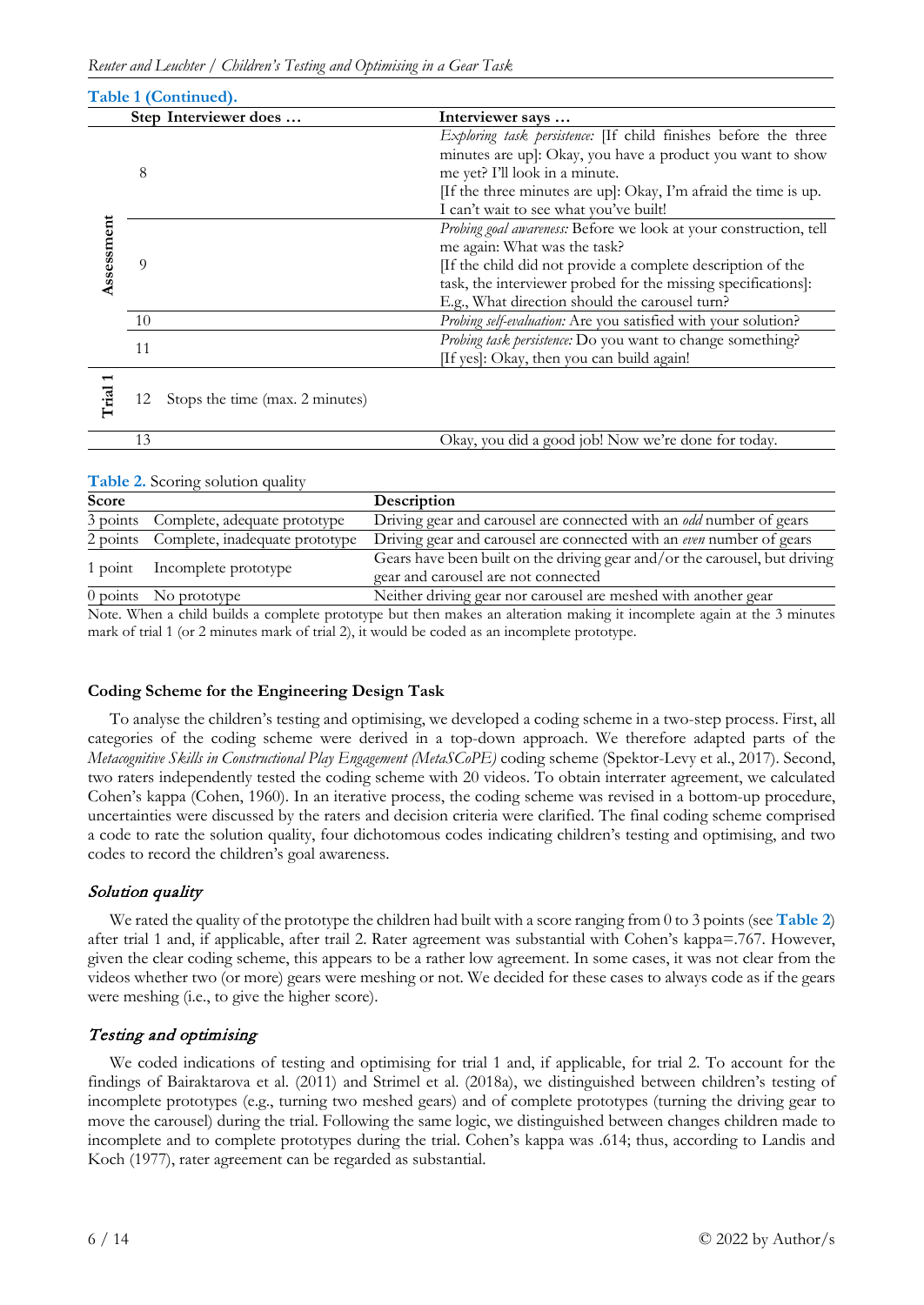**Table 1 (Continued).**

| | Step | Interviewer does … | Interviewer says … |
|---|---|---|---|
| Assessment | 8 | | *Exploring task persistence:* [If child finishes before the three minutes are up]: Okay, you have a product you want to show me yet? I'll look in a minute.<br>[If the three minutes are up]: Okay, I'm afraid the time is up. I can't wait to see what you've built! |
| | 9 | | *Probing goal awareness:* Before we look at your construction, tell me again: What was the task?<br>[If the child did not provide a complete description of the task, the interviewer probed for the missing specifications]: E.g., What direction should the carousel turn? |
| | 10 | | *Probing self-evaluation:* Are you satisfied with your solution? |
| | 11 | | *Probing task persistence:* Do you want to change something?<br>[If yes]: Okay, then you can build again! |
| Trial 1 | 12 | Stops the time (max. 2 minutes) | |
| | 13 | | Okay, you did a good job! Now we're done for today. |

**Table 2.** Scoring solution quality

| Score | | Description |
|---|---|---|
| 3 points | Complete, adequate prototype | Driving gear and carousel are connected with an *odd* number of gears |
| 2 points | Complete, inadequate prototype | Driving gear and carousel are connected with an *even* number of gears |
| 1 point | Incomplete prototype | Gears have been built on the driving gear and/or the carousel, but driving gear and carousel are not connected |
| 0 points | No prototype | Neither driving gear nor carousel are meshed with another gear |

Note. When a child builds a complete prototype but then makes an alteration making it incomplete again at the 3 minutes mark of trial 1 (or 2 minutes mark of trial 2), it would be coded as an incomplete prototype.

### Coding Scheme for the Engineering Design Task

To analyse the children's testing and optimising, we developed a coding scheme in a two-step process. First, all categories of the coding scheme were derived in a top-down approach. We therefore adapted parts of the *Metacognitive Skills in Constructional Play Engagement (MetaSCoPE)* coding scheme (Spektor-Levy et al., 2017). Second, two raters independently tested the coding scheme with 20 videos. To obtain interrater agreement, we calculated Cohen's kappa (Cohen, 1960). In an iterative process, the coding scheme was revised in a bottom-up procedure, uncertainties were discussed by the raters and decision criteria were clarified. The final coding scheme comprised a code to rate the solution quality, four dichotomous codes indicating children's testing and optimising, and two codes to record the children's goal awareness.

#### *Solution quality*

We rated the quality of the prototype the children had built with a score ranging from 0 to 3 points (see **Table 2**) after trial 1 and, if applicable, after trail 2. Rater agreement was substantial with Cohen's kappa=.767. However, given the clear coding scheme, this appears to be a rather low agreement. In some cases, it was not clear from the videos whether two (or more) gears were meshing or not. We decided for these cases to always code as if the gears were meshing (i.e., to give the higher score).

#### *Testing and optimising*

We coded indications of testing and optimising for trial 1 and, if applicable, for trial 2. To account for the findings of Bairaktarova et al. (2011) and Strimel et al. (2018a), we distinguished between children's testing of incomplete prototypes (e.g., turning two meshed gears) and of complete prototypes (turning the driving gear to move the carousel) during the trial. Following the same logic, we distinguished between changes children made to incomplete and to complete prototypes during the trial. Cohen's kappa was .614; thus, according to Landis and Koch (1977), rater agreement can be regarded as substantial.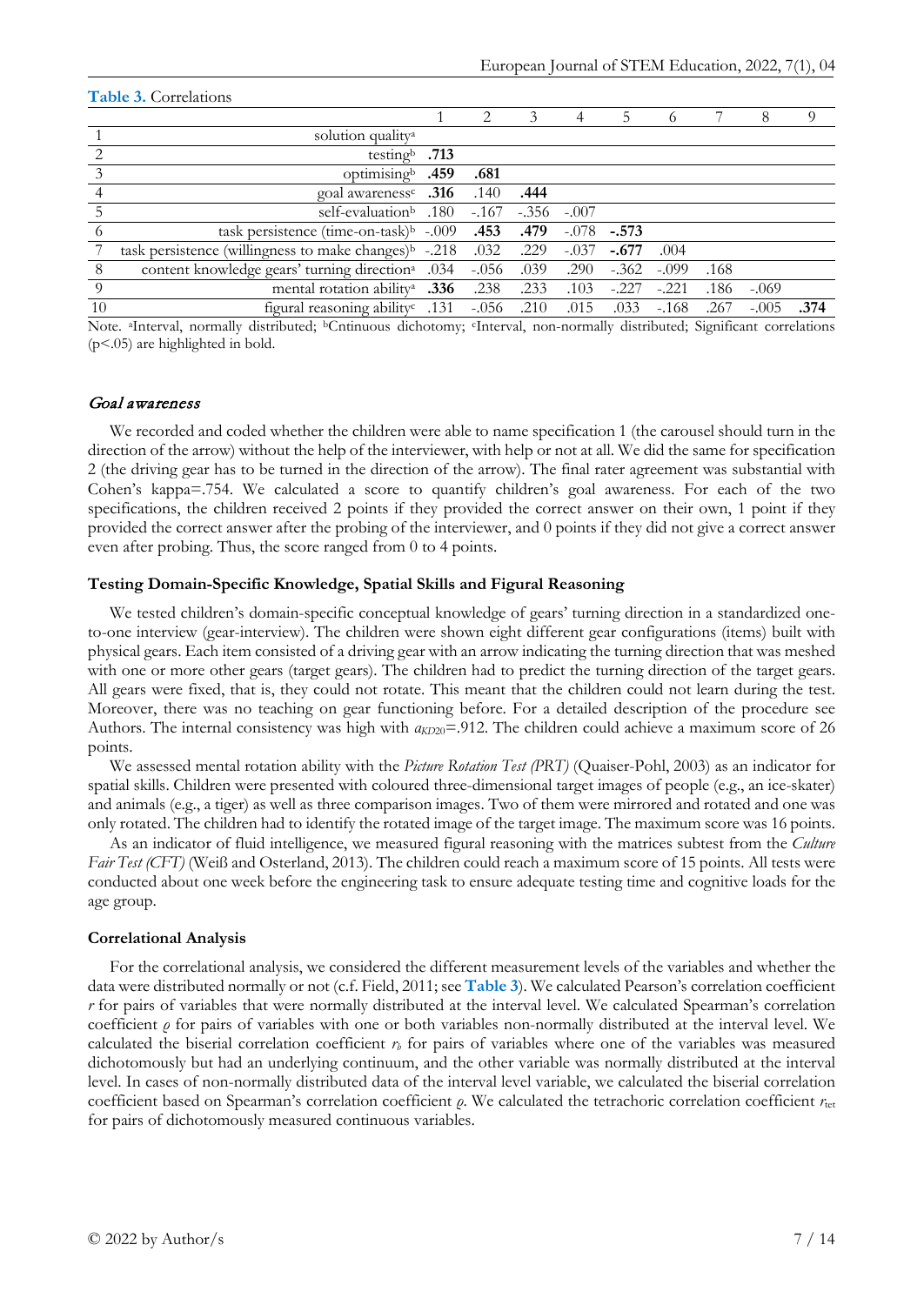**Table 3.** Correlations

| | | 1 | 2 | 3 | 4 | 5 | 6 | 7 | 8 | 9 |
|---|---|---|---|---|---|---|---|---|---|---|
| 1 | solution quality[a] | | | | | | | | | |
| 2 | testing[b] | **.713** | | | | | | | | |
| 3 | optimising[b] | **.459** | **.681** | | | | | | | |
| 4 | goal awareness[c] | **.316** | .140 | **.444** | | | | | | |
| 5 | self-evaluation[b] | .180 | -.167 | -.356 | -.007 | | | | | |
| 6 | task persistence (time-on-task)[b] | -.009 | **.453** | **.479** | -.078 | **-.573** | | | | |
| 7 | task persistence (willingness to make changes)[b] | -.218 | .032 | .229 | -.037 | **-.677** | .004 | | | |
| 8 | content knowledge gears' turning direction[a] | .034 | -.056 | .039 | .290 | -.362 | -.099 | .168 | | |
| 9 | mental rotation ability[a] | **.336** | .238 | .233 | .103 | -.227 | -.221 | .186 | -.069 | |
| 10 | figural reasoning ability[c] | .131 | -.056 | .210 | .015 | .033 | -.168 | .267 | -.005 | **.374** |

Note. [a]Interval, normally distributed; [b]Cntinuous dichotomy; [c]Interval, non-normally distributed; Significant correlations ($p<.05$) are highlighted in bold.

### *Goal awareness*

We recorded and coded whether the children were able to name specification 1 (the carousel should turn in the direction of the arrow) without the help of the interviewer, with help or not at all. We did the same for specification 2 (the driving gear has to be turned in the direction of the arrow). The final rater agreement was substantial with Cohen's kappa=.754. We calculated a score to quantify children's goal awareness. For each of the two specifications, the children received 2 points if they provided the correct answer on their own, 1 point if they provided the correct answer after the probing of the interviewer, and 0 points if they did not give a correct answer even after probing. Thus, the score ranged from 0 to 4 points.

### Testing Domain-Specific Knowledge, Spatial Skills and Figural Reasoning

We tested children's domain-specific conceptual knowledge of gears' turning direction in a standardized one-to-one interview (gear-interview). The children were shown eight different gear configurations (items) built with physical gears. Each item consisted of a driving gear with an arrow indicating the turning direction that was meshed with one or more other gears (target gears). The children had to predict the turning direction of the target gears. All gears were fixed, that is, they could not rotate. This meant that the children could not learn during the test. Moreover, there was no teaching on gear functioning before. For a detailed description of the procedure see Authors. The internal consistency was high with $\alpha_{KD20}$=.912. The children could achieve a maximum score of 26 points.

We assessed mental rotation ability with the *Picture Rotation Test (PRT)* (Quaiser-Pohl, 2003) as an indicator for spatial skills. Children were presented with coloured three-dimensional target images of people (e.g., an ice-skater) and animals (e.g., a tiger) as well as three comparison images. Two of them were mirrored and rotated and one was only rotated. The children had to identify the rotated image of the target image. The maximum score was 16 points.

As an indicator of fluid intelligence, we measured figural reasoning with the matrices subtest from the *Culture Fair Test (CFT)* (Weiß and Osterland, 2013). The children could reach a maximum score of 15 points. All tests were conducted about one week before the engineering task to ensure adequate testing time and cognitive loads for the age group.

### Correlational Analysis

For the correlational analysis, we considered the different measurement levels of the variables and whether the data were distributed normally or not (c.f. Field, 2011; see **Table 3**). We calculated Pearson's correlation coefficient $r$ for pairs of variables that were normally distributed at the interval level. We calculated Spearman's correlation coefficient $\varrho$ for pairs of variables with one or both variables non-normally distributed at the interval level. We calculated the biserial correlation coefficient $r_b$ for pairs of variables where one of the variables was measured dichotomously but had an underlying continuum, and the other variable was normally distributed at the interval level. In cases of non-normally distributed data of the interval level variable, we calculated the biserial correlation coefficient based on Spearman's correlation coefficient $\varrho$. We calculated the tetrachoric correlation coefficient $r_{tet}$ for pairs of dichotomously measured continuous variables.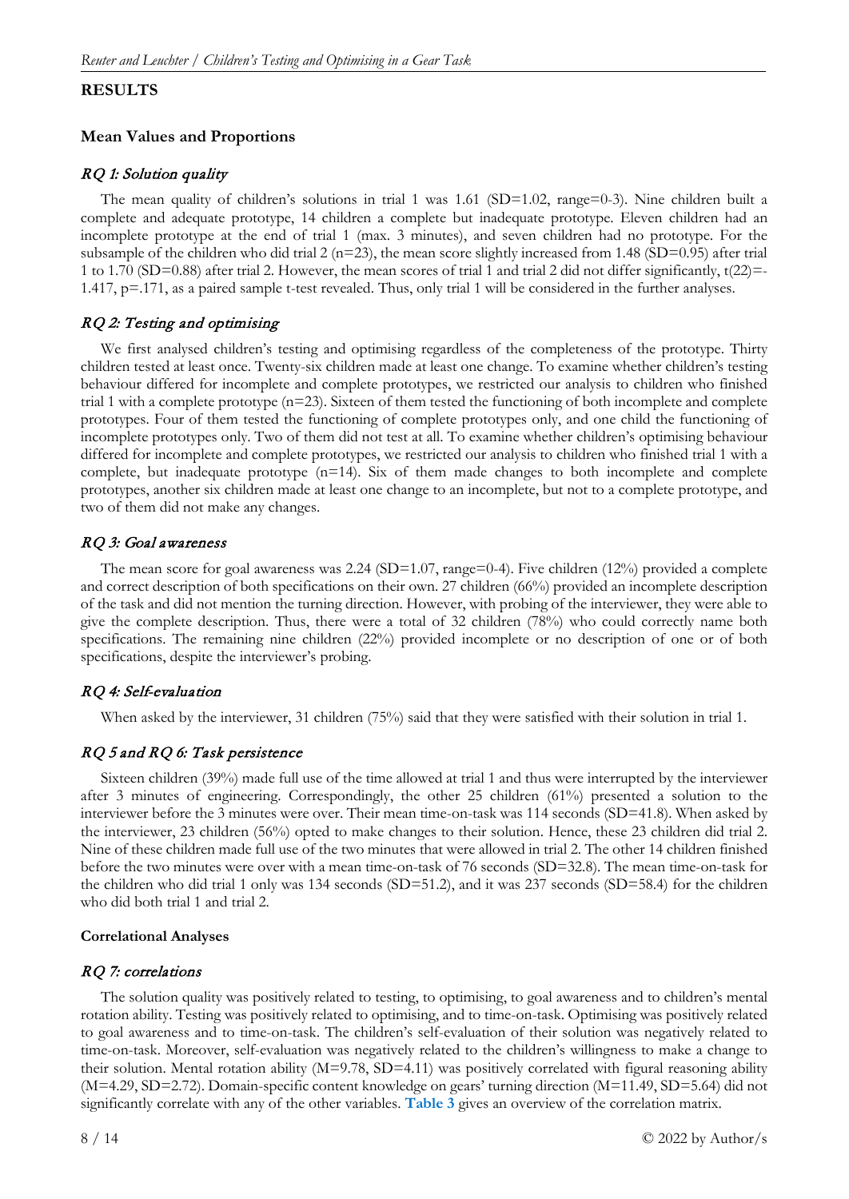## RESULTS

### Mean Values and Proportions

#### *RQ 1: Solution quality*

The mean quality of children's solutions in trial 1 was 1.61 (SD=1.02, range=0-3). Nine children built a complete and adequate prototype, 14 children a complete but inadequate prototype. Eleven children had an incomplete prototype at the end of trial 1 (max. 3 minutes), and seven children had no prototype. For the subsample of the children who did trial 2 (n=23), the mean score slightly increased from 1.48 (SD=0.95) after trial 1 to 1.70 (SD=0.88) after trial 2. However, the mean scores of trial 1 and trial 2 did not differ significantly, $t(22)=-1.417$, $p=.171$, as a paired sample t-test revealed. Thus, only trial 1 will be considered in the further analyses.

#### *RQ 2: Testing and optimising*

We first analysed children's testing and optimising regardless of the completeness of the prototype. Thirty children tested at least once. Twenty-six children made at least one change. To examine whether children's testing behaviour differed for incomplete and complete prototypes, we restricted our analysis to children who finished trial 1 with a complete prototype (n=23). Sixteen of them tested the functioning of both incomplete and complete prototypes. Four of them tested the functioning of complete prototypes only, and one child the functioning of incomplete prototypes only. Two of them did not test at all. To examine whether children's optimising behaviour differed for incomplete and complete prototypes, we restricted our analysis to children who finished trial 1 with a complete, but inadequate prototype (n=14). Six of them made changes to both incomplete and complete prototypes, another six children made at least one change to an incomplete, but not to a complete prototype, and two of them did not make any changes.

#### *RQ 3: Goal awareness*

The mean score for goal awareness was 2.24 (SD=1.07, range=0-4). Five children (12%) provided a complete and correct description of both specifications on their own. 27 children (66%) provided an incomplete description of the task and did not mention the turning direction. However, with probing of the interviewer, they were able to give the complete description. Thus, there were a total of 32 children (78%) who could correctly name both specifications. The remaining nine children (22%) provided incomplete or no description of one or of both specifications, despite the interviewer's probing.

#### *RQ 4: Self-evaluation*

When asked by the interviewer, 31 children (75%) said that they were satisfied with their solution in trial 1.

#### *RQ 5 and RQ 6: Task persistence*

Sixteen children (39%) made full use of the time allowed at trial 1 and thus were interrupted by the interviewer after 3 minutes of engineering. Correspondingly, the other 25 children (61%) presented a solution to the interviewer before the 3 minutes were over. Their mean time-on-task was 114 seconds (SD=41.8). When asked by the interviewer, 23 children (56%) opted to make changes to their solution. Hence, these 23 children did trial 2. Nine of these children made full use of the two minutes that were allowed in trial 2. The other 14 children finished before the two minutes were over with a mean time-on-task of 76 seconds (SD=32.8). The mean time-on-task for the children who did trial 1 only was 134 seconds (SD=51.2), and it was 237 seconds (SD=58.4) for the children who did both trial 1 and trial 2.

### Correlational Analyses

#### *RQ 7: correlations*

The solution quality was positively related to testing, to optimising, to goal awareness and to children's mental rotation ability. Testing was positively related to optimising, and to time-on-task. Optimising was positively related to goal awareness and to time-on-task. The children's self-evaluation of their solution was negatively related to time-on-task. Moreover, self-evaluation was negatively related to the children's willingness to make a change to their solution. Mental rotation ability (M=9.78, SD=4.11) was positively correlated with figural reasoning ability (M=4.29, SD=2.72). Domain-specific content knowledge on gears' turning direction (M=11.49, SD=5.64) did not significantly correlate with any of the other variables. **Table 3** gives an overview of the correlation matrix.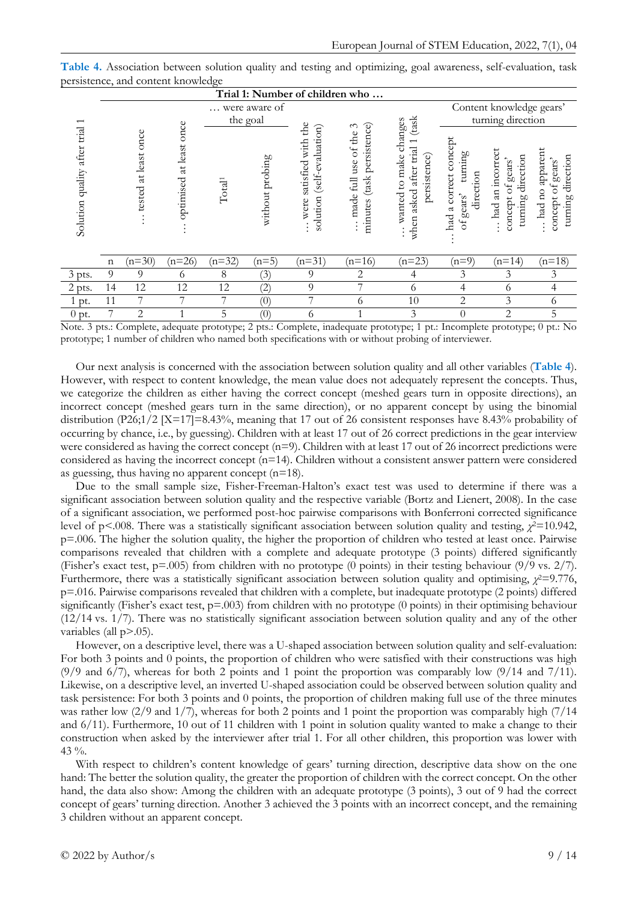**Table 4.** Association between solution quality and testing and optimizing, goal awareness, self-evaluation, task persistence, and content knowledge

| Solution quality after trial 1 | | Trial 1: Number of children who … | | | | | | | | | |
|---|---|---|---|---|---|---|---|---|---|---|---|
| | | | | … were aware of the goal | | | | | Content knowledge gears' turning direction | | |
| | | … tested at least once | … optimised at least once | Total[1] | without probing | … were satisfied with the solution (self-evaluation) | … made full use of the 3 minutes (task persistence) | … wanted to make changes when asked after trial 1 (task persistence) | … had a correct concept of gears' turning direction | … had an incorrect concept of gears' turning direction | … had no apparent concept of gears' turning direction |
| | n | (n=30) | (n=26) | (n=32) | (n=5) | (n=31) | (n=16) | (n=23) | (n=9) | (n=14) | (n=18) |
| 3 pts. | 9 | 9 | 6 | 8 | (3) | 9 | 2 | 4 | 3 | 3 | 3 |
| 2 pts. | 14 | 12 | 12 | 12 | (2) | 9 | 7 | 6 | 4 | 6 | 4 |
| 1 pt. | 11 | 7 | 7 | 7 | (0) | 7 | 6 | 10 | 2 | 3 | 6 |
| 0 pt. | 7 | 2 | 1 | 5 | (0) | 6 | 1 | 3 | 0 | 2 | 5 |

Note. 3 pts.: Complete, adequate prototype; 2 pts.: Complete, inadequate prototype; 1 pt.: Incomplete prototype; 0 pt.: No prototype; 1 number of children who named both specifications with or without probing of interviewer.

Our next analysis is concerned with the association between solution quality and all other variables (**Table 4**). However, with respect to content knowledge, the mean value does not adequately represent the concepts. Thus, we categorize the children as either having the correct concept (meshed gears turn in opposite directions), an incorrect concept (meshed gears turn in the same direction), or no apparent concept by using the binomial distribution ($P_{26;1/2}$ [X=17]=8.43%, meaning that 17 out of 26 consistent responses have 8.43% probability of occurring by chance, i.e., by guessing). Children with at least 17 out of 26 correct predictions in the gear interview were considered as having the correct concept (n=9). Children with at least 17 out of 26 incorrect predictions were considered as having the incorrect concept (n=14). Children without a consistent answer pattern were considered as guessing, thus having no apparent concept (n=18).

Due to the small sample size, Fisher-Freeman-Halton's exact test was used to determine if there was a significant association between solution quality and the respective variable (Bortz and Lienert, 2008). In the case of a significant association, we performed post-hoc pairwise comparisons with Bonferroni corrected significance level of p<.008. There was a statistically significant association between solution quality and testing, $\chi^2$=10.942, p=.006. The higher the solution quality, the higher the proportion of children who tested at least once. Pairwise comparisons revealed that children with a complete and adequate prototype (3 points) differed significantly (Fisher's exact test, p=.005) from children with no prototype (0 points) in their testing behaviour (9/9 vs. 2/7). Furthermore, there was a statistically significant association between solution quality and optimising, $\chi^2$=9.776, p=.016. Pairwise comparisons revealed that children with a complete, but inadequate prototype (2 points) differed significantly (Fisher's exact test, p=.003) from children with no prototype (0 points) in their optimising behaviour (12/14 vs. 1/7). There was no statistically significant association between solution quality and any of the other variables (all p>.05).

However, on a descriptive level, there was a U-shaped association between solution quality and self-evaluation: For both 3 points and 0 points, the proportion of children who were satisfied with their constructions was high (9/9 and 6/7), whereas for both 2 points and 1 point the proportion was comparably low (9/14 and 7/11). Likewise, on a descriptive level, an inverted U-shaped association could be observed between solution quality and task persistence: For both 3 points and 0 points, the proportion of children making full use of the three minutes was rather low (2/9 and 1/7), whereas for both 2 points and 1 point the proportion was comparably high (7/14 and 6/11). Furthermore, 10 out of 11 children with 1 point in solution quality wanted to make a change to their construction when asked by the interviewer after trial 1. For all other children, this proportion was lower with 43 %.

With respect to children's content knowledge of gears' turning direction, descriptive data show on the one hand: The better the solution quality, the greater the proportion of children with the correct concept. On the other hand, the data also show: Among the children with an adequate prototype (3 points), 3 out of 9 had the correct concept of gears' turning direction. Another 3 achieved the 3 points with an incorrect concept, and the remaining 3 children without an apparent concept.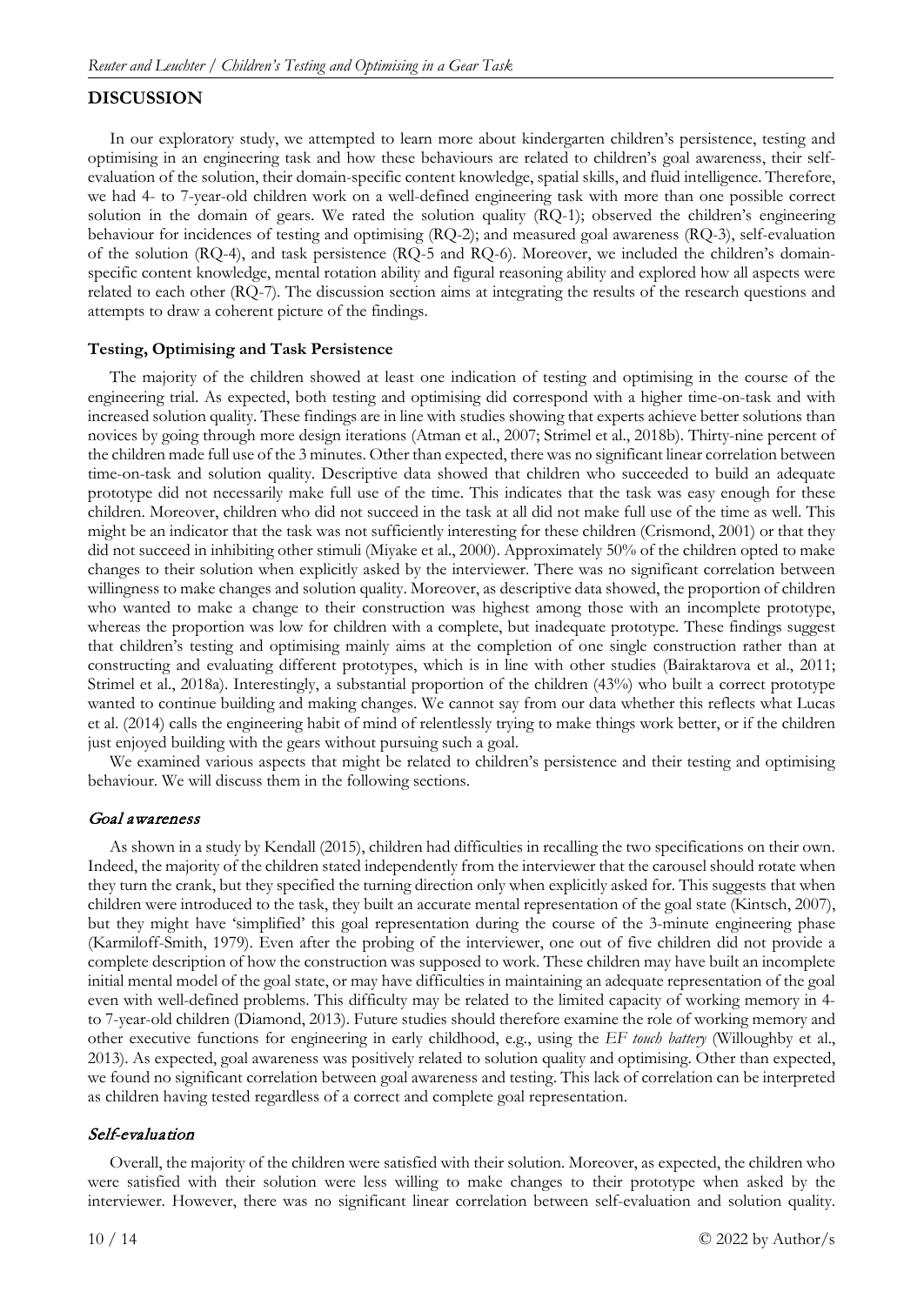## DISCUSSION

In our exploratory study, we attempted to learn more about kindergarten children's persistence, testing and optimising in an engineering task and how these behaviours are related to children's goal awareness, their self-evaluation of the solution, their domain-specific content knowledge, spatial skills, and fluid intelligence. Therefore, we had 4- to 7-year-old children work on a well-defined engineering task with more than one possible correct solution in the domain of gears. We rated the solution quality (RQ-1); observed the children's engineering behaviour for incidences of testing and optimising (RQ-2); and measured goal awareness (RQ-3), self-evaluation of the solution (RQ-4), and task persistence (RQ-5 and RQ-6). Moreover, we included the children's domain-specific content knowledge, mental rotation ability and figural reasoning ability and explored how all aspects were related to each other (RQ-7). The discussion section aims at integrating the results of the research questions and attempts to draw a coherent picture of the findings.

### Testing, Optimising and Task Persistence

The majority of the children showed at least one indication of testing and optimising in the course of the engineering trial. As expected, both testing and optimising did correspond with a higher time-on-task and with increased solution quality. These findings are in line with studies showing that experts achieve better solutions than novices by going through more design iterations (Atman et al., 2007; Strimel et al., 2018b). Thirty-nine percent of the children made full use of the 3 minutes. Other than expected, there was no significant linear correlation between time-on-task and solution quality. Descriptive data showed that children who succeeded to build an adequate prototype did not necessarily make full use of the time. This indicates that the task was easy enough for these children. Moreover, children who did not succeed in the task at all did not make full use of the time as well. This might be an indicator that the task was not sufficiently interesting for these children (Crismond, 2001) or that they did not succeed in inhibiting other stimuli (Miyake et al., 2000). Approximately 50% of the children opted to make changes to their solution when explicitly asked by the interviewer. There was no significant correlation between willingness to make changes and solution quality. Moreover, as descriptive data showed, the proportion of children who wanted to make a change to their construction was highest among those with an incomplete prototype, whereas the proportion was low for children with a complete, but inadequate prototype. These findings suggest that children's testing and optimising mainly aims at the completion of one single construction rather than at constructing and evaluating different prototypes, which is in line with other studies (Bairaktarova et al., 2011; Strimel et al., 2018a). Interestingly, a substantial proportion of the children (43%) who built a correct prototype wanted to continue building and making changes. We cannot say from our data whether this reflects what Lucas et al. (2014) calls the engineering habit of mind of relentlessly trying to make things work better, or if the children just enjoyed building with the gears without pursuing such a goal.

We examined various aspects that might be related to children's persistence and their testing and optimising behaviour. We will discuss them in the following sections.

#### *Goal awareness*

As shown in a study by Kendall (2015), children had difficulties in recalling the two specifications on their own. Indeed, the majority of the children stated independently from the interviewer that the carousel should rotate when they turn the crank, but they specified the turning direction only when explicitly asked for. This suggests that when children were introduced to the task, they built an accurate mental representation of the goal state (Kintsch, 2007), but they might have 'simplified' this goal representation during the course of the 3-minute engineering phase (Karmiloff-Smith, 1979). Even after the probing of the interviewer, one out of five children did not provide a complete description of how the construction was supposed to work. These children may have built an incomplete initial mental model of the goal state, or may have difficulties in maintaining an adequate representation of the goal even with well-defined problems. This difficulty may be related to the limited capacity of working memory in 4- to 7-year-old children (Diamond, 2013). Future studies should therefore examine the role of working memory and other executive functions for engineering in early childhood, e.g., using the *EF touch battery* (Willoughby et al., 2013). As expected, goal awareness was positively related to solution quality and optimising. Other than expected, we found no significant correlation between goal awareness and testing. This lack of correlation can be interpreted as children having tested regardless of a correct and complete goal representation.

#### *Self-evaluation*

Overall, the majority of the children were satisfied with their solution. Moreover, as expected, the children who were satisfied with their solution were less willing to make changes to their prototype when asked by the interviewer. However, there was no significant linear correlation between self-evaluation and solution quality.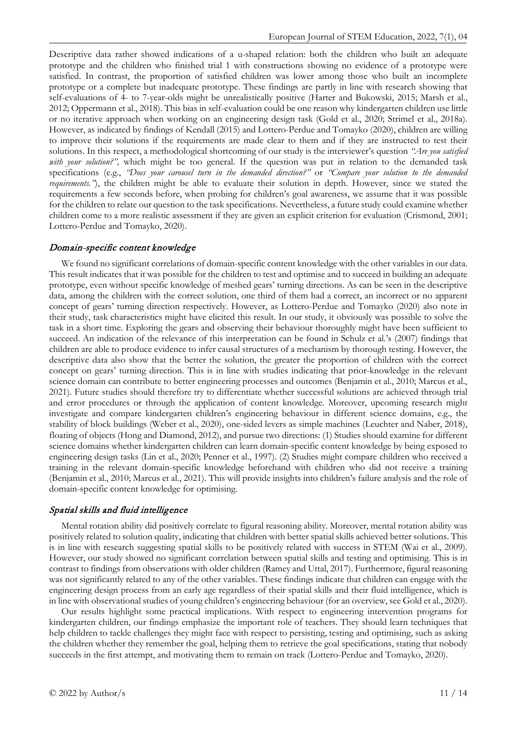Descriptive data rather showed indications of a u-shaped relation: both the children who built an adequate prototype and the children who finished trial 1 with constructions showing no evidence of a prototype were satisfied. In contrast, the proportion of satisfied children was lower among those who built an incomplete prototype or a complete but inadequate prototype. These findings are partly in line with research showing that self-evaluations of 4- to 7-year-olds might be unrealistically positive (Harter and Bukowski, 2015; Marsh et al., 2012; Oppermann et al., 2018). This bias in self-evaluation could be one reason why kindergarten children use little or no iterative approach when working on an engineering design task (Gold et al., 2020; Strimel et al., 2018a). However, as indicated by findings of Kendall (2015) and Lottero-Perdue and Tomayko (2020), children are willing to improve their solutions if the requirements are made clear to them and if they are instructed to test their solutions. In this respect, a methodological shortcoming of our study is the interviewer's question *"Are you satisfied with your solution?",* which might be too general. If the question was put in relation to the demanded task specifications (e.g., *"Does your carousel turn in the demanded direction?"* or *"Compare your solution to the demanded requirements."*), the children might be able to evaluate their solution in depth. However, since we stated the requirements a few seconds before, when probing for children's goal awareness, we assume that it was possible for the children to relate our question to the task specifications. Nevertheless, a future study could examine whether children come to a more realistic assessment if they are given an explicit criterion for evaluation (Crismond, 2001; Lottero-Perdue and Tomayko, 2020).

### *Domain-specific content knowledge*

We found no significant correlations of domain-specific content knowledge with the other variables in our data. This result indicates that it was possible for the children to test and optimise and to succeed in building an adequate prototype, even without specific knowledge of meshed gears' turning directions. As can be seen in the descriptive data, among the children with the correct solution, one third of them had a correct, an incorrect or no apparent concept of gears' turning direction respectively. However, as Lottero-Perdue and Tomayko (2020) also note in their study, task characteristics might have elicited this result. In our study, it obviously was possible to solve the task in a short time. Exploring the gears and observing their behaviour thoroughly might have been sufficient to succeed. An indication of the relevance of this interpretation can be found in Schulz et al.'s (2007) findings that children are able to produce evidence to infer causal structures of a mechanism by thorough testing. However, the descriptive data also show that the better the solution, the greater the proportion of children with the correct concept on gears' turning direction. This is in line with studies indicating that prior-knowledge in the relevant science domain can contribute to better engineering processes and outcomes (Benjamin et al., 2010; Marcus et al., 2021). Future studies should therefore try to differentiate whether successful solutions are achieved through trial and error procedures or through the application of content knowledge. Moreover, upcoming research might investigate and compare kindergarten children's engineering behaviour in different science domains, e.g., the stability of block buildings (Weber et al., 2020), one-sided levers as simple machines (Leuchter and Naber, 2018), floating of objects (Hong and Diamond, 2012), and pursue two directions: (1) Studies should examine for different science domains whether kindergarten children can learn domain-specific content knowledge by being exposed to engineering design tasks (Lin et al., 2020; Penner et al., 1997). (2) Studies might compare children who received a training in the relevant domain-specific knowledge beforehand with children who did not receive a training (Benjamin et al., 2010; Marcus et al., 2021). This will provide insights into children's failure analysis and the role of domain-specific content knowledge for optimising.

### *Spatial skills and fluid intelligence*

Mental rotation ability did positively correlate to figural reasoning ability. Moreover, mental rotation ability was positively related to solution quality, indicating that children with better spatial skills achieved better solutions. This is in line with research suggesting spatial skills to be positively related with success in STEM (Wai et al., 2009). However, our study showed no significant correlation between spatial skills and testing and optimising. This is in contrast to findings from observations with older children (Ramey and Uttal, 2017). Furthermore, figural reasoning was not significantly related to any of the other variables. These findings indicate that children can engage with the engineering design process from an early age regardless of their spatial skills and their fluid intelligence, which is in line with observational studies of young children's engineering behaviour (for an overview, see Gold et al., 2020).

Our results highlight some practical implications. With respect to engineering intervention programs for kindergarten children, our findings emphasize the important role of teachers. They should learn techniques that help children to tackle challenges they might face with respect to persisting, testing and optimising, such as asking the children whether they remember the goal, helping them to retrieve the goal specifications, stating that nobody succeeds in the first attempt, and motivating them to remain on track (Lottero-Perdue and Tomayko, 2020).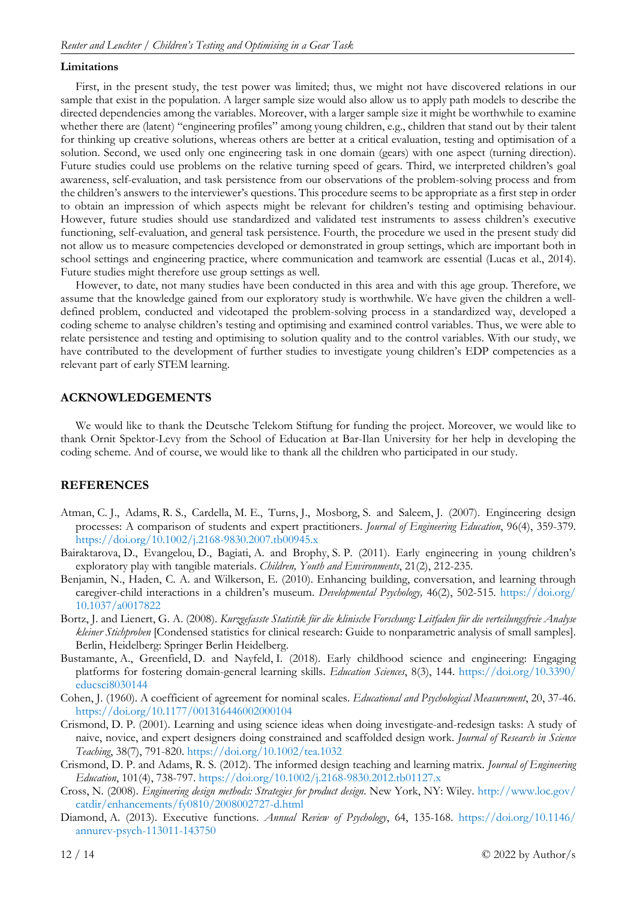**Limitations**

First, in the present study, the test power was limited; thus, we might not have discovered relations in our sample that exist in the population. A larger sample size would also allow us to apply path models to describe the directed dependencies among the variables. Moreover, with a larger sample size it might be worthwhile to examine whether there are (latent) "engineering profiles" among young children, e.g., children that stand out by their talent for thinking up creative solutions, whereas others are better at a critical evaluation, testing and optimisation of a solution. Second, we used only one engineering task in one domain (gears) with one aspect (turning direction). Future studies could use problems on the relative turning speed of gears. Third, we interpreted children's goal awareness, self-evaluation, and task persistence from our observations of the problem-solving process and from the children's answers to the interviewer's questions. This procedure seems to be appropriate as a first step in order to obtain an impression of which aspects might be relevant for children's testing and optimising behaviour. However, future studies should use standardized and validated test instruments to assess children's executive functioning, self-evaluation, and general task persistence. Fourth, the procedure we used in the present study did not allow us to measure competencies developed or demonstrated in group settings, which are important both in school settings and engineering practice, where communication and teamwork are essential (Lucas et al., 2014). Future studies might therefore use group settings as well.

However, to date, not many studies have been conducted in this area and with this age group. Therefore, we assume that the knowledge gained from our exploratory study is worthwhile. We have given the children a well-defined problem, conducted and videotaped the problem-solving process in a standardized way, developed a coding scheme to analyse children's testing and optimising and examined control variables. Thus, we were able to relate persistence and testing and optimising to solution quality and to the control variables. With our study, we have contributed to the development of further studies to investigate young children's EDP competencies as a relevant part of early STEM learning.

## ACKNOWLEDGEMENTS

We would like to thank the Deutsche Telekom Stiftung for funding the project. Moreover, we would like to thank Ornit Spektor-Levy from the School of Education at Bar-Ilan University for her help in developing the coding scheme. And of course, we would like to thank all the children who participated in our study.

## REFERENCES

Atman, C. J., Adams, R. S., Cardella, M. E., Turns, J., Mosborg, S. and Saleem, J. (2007). Engineering design processes: A comparison of students and expert practitioners. *Journal of Engineering Education*, 96(4), 359-379. https://doi.org/10.1002/j.2168-9830.2007.tb00945.x

Bairaktarova, D., Evangelou, D., Bagiati, A. and Brophy, S. P. (2011). Early engineering in young children's exploratory play with tangible materials. *Children, Youth and Environments*, 21(2), 212-235.

Benjamin, N., Haden, C. A. and Wilkerson, E. (2010). Enhancing building, conversation, and learning through caregiver-child interactions in a children's museum. *Developmental Psychology,* 46(2), 502-515. https://doi.org/10.1037/a0017822

Bortz, J. and Lienert, G. A. (2008). *Kurzgefasste Statistik für die klinische Forschung: Leitfaden für die verteilungsfreie Analyse kleiner Stichproben* [Condensed statistics for clinical research: Guide to nonparametric analysis of small samples]. Berlin, Heidelberg: Springer Berlin Heidelberg.

Bustamante, A., Greenfield, D. and Nayfeld, I. (2018). Early childhood science and engineering: Engaging platforms for fostering domain-general learning skills. *Education Sciences*, 8(3), 144. https://doi.org/10.3390/educsci8030144

Cohen, J. (1960). A coefficient of agreement for nominal scales. *Educational and Psychological Measurement*, 20, 37-46. https://doi.org/10.1177/001316446002000104

Crismond, D. P. (2001). Learning and using science ideas when doing investigate-and-redesign tasks: A study of naive, novice, and expert designers doing constrained and scaffolded design work. *Journal of Research in Science Teaching*, 38(7), 791-820. https://doi.org/10.1002/tea.1032

Crismond, D. P. and Adams, R. S. (2012). The informed design teaching and learning matrix. *Journal of Engineering Education*, 101(4), 738-797. https://doi.org/10.1002/j.2168-9830.2012.tb01127.x

Cross, N. (2008). *Engineering design methods: Strategies for product design*. New York, NY: Wiley. http://www.loc.gov/catdir/enhancements/fy0810/2008002727-d.html

Diamond, A. (2013). Executive functions. *Annual Review of Psychology*, 64, 135-168. https://doi.org/10.1146/annurev-psych-113011-143750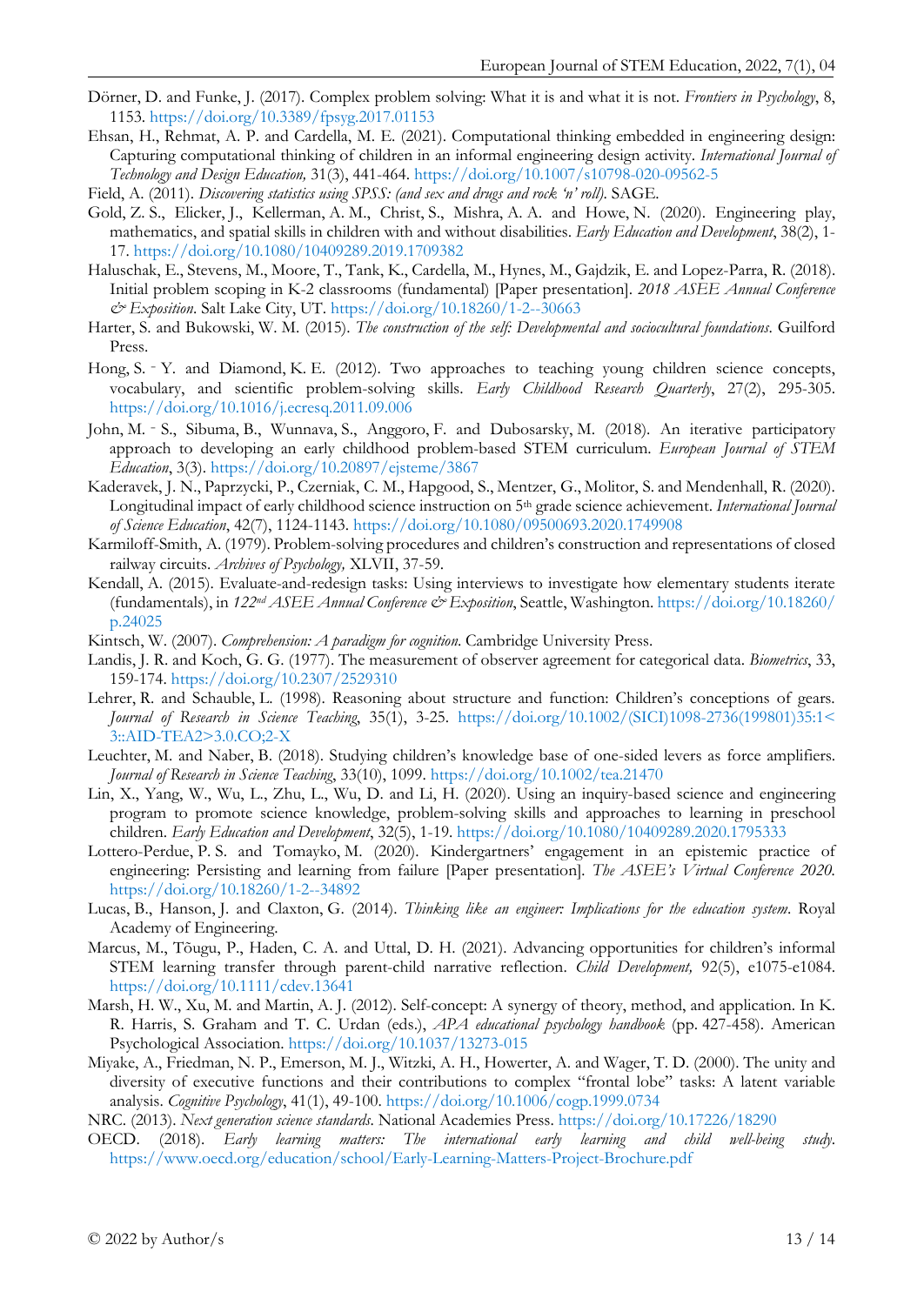Dörner, D. and Funke, J. (2017). Complex problem solving: What it is and what it is not. *Frontiers in Psychology*, 8, 1153. https://doi.org/10.3389/fpsyg.2017.01153

Ehsan, H., Rehmat, A. P. and Cardella, M. E. (2021). Computational thinking embedded in engineering design: Capturing computational thinking of children in an informal engineering design activity. *International Journal of Technology and Design Education,* 31(3), 441-464. https://doi.org/10.1007/s10798-020-09562-5

Field, A. (2011). *Discovering statistics using SPSS: (and sex and drugs and rock 'n' roll).* SAGE.

Gold, Z. S., Elicker, J., Kellerman, A. M., Christ, S., Mishra, A. A. and Howe, N. (2020). Engineering play, mathematics, and spatial skills in children with and without disabilities. *Early Education and Development*, 38(2), 1-17. https://doi.org/10.1080/10409289.2019.1709382

Haluschak, E., Stevens, M., Moore, T., Tank, K., Cardella, M., Hynes, M., Gajdzik, E. and Lopez-Parra, R. (2018). Initial problem scoping in K-2 classrooms (fundamental) [Paper presentation]. *2018 ASEE Annual Conference & Exposition*. Salt Lake City, UT. https://doi.org/10.18260/1-2--30663

Harter, S. and Bukowski, W. M. (2015). *The construction of the self: Developmental and sociocultural foundations*. Guilford Press.

Hong, S.‐Y. and Diamond, K. E. (2012). Two approaches to teaching young children science concepts, vocabulary, and scientific problem-solving skills. *Early Childhood Research Quarterly*, 27(2), 295-305. https://doi.org/10.1016/j.ecresq.2011.09.006

John, M.‐S., Sibuma, B., Wunnava, S., Anggoro, F. and Dubosarsky, M. (2018). An iterative participatory approach to developing an early childhood problem-based STEM curriculum. *European Journal of STEM Education*, 3(3). https://doi.org/10.20897/ejsteme/3867

Kaderavek, J. N., Paprzycki, P., Czerniak, C. M., Hapgood, S., Mentzer, G., Molitor, S. and Mendenhall, R. (2020). Longitudinal impact of early childhood science instruction on 5th grade science achievement. *International Journal of Science Education*, 42(7), 1124-1143. https://doi.org/10.1080/09500693.2020.1749908

Karmiloff-Smith, A. (1979). Problem-solving procedures and children's construction and representations of closed railway circuits. *Archives of Psychology,* XLVII, 37-59.

Kendall, A. (2015). Evaluate-and-redesign tasks: Using interviews to investigate how elementary students iterate (fundamentals), in *122nd ASEE Annual Conference & Exposition*, Seattle, Washington. https://doi.org/10.18260/p.24025

Kintsch, W. (2007). *Comprehension: A paradigm for cognition*. Cambridge University Press.

Landis, J. R. and Koch, G. G. (1977). The measurement of observer agreement for categorical data. *Biometrics*, 33, 159-174. https://doi.org/10.2307/2529310

Lehrer, R. and Schauble, L. (1998). Reasoning about structure and function: Children's conceptions of gears. *Journal of Research in Science Teaching*, 35(1), 3-25. https://doi.org/10.1002/(SICI)1098-2736(199801)35:1<3::AID-TEA2>3.0.CO;2-X

Leuchter, M. and Naber, B. (2018). Studying children's knowledge base of one-sided levers as force amplifiers. *Journal of Research in Science Teaching*, 33(10), 1099. https://doi.org/10.1002/tea.21470

Lin, X., Yang, W., Wu, L., Zhu, L., Wu, D. and Li, H. (2020). Using an inquiry-based science and engineering program to promote science knowledge, problem-solving skills and approaches to learning in preschool children. *Early Education and Development*, 32(5), 1-19. https://doi.org/10.1080/10409289.2020.1795333

Lottero-Perdue, P. S. and Tomayko, M. (2020). Kindergartners' engagement in an epistemic practice of engineering: Persisting and learning from failure [Paper presentation]. *The ASEE's Virtual Conference 2020.* https://doi.org/10.18260/1-2--34892

Lucas, B., Hanson, J. and Claxton, G. (2014). *Thinking like an engineer: Implications for the education system*. Royal Academy of Engineering.

Marcus, M., Tõugu, P., Haden, C. A. and Uttal, D. H. (2021). Advancing opportunities for children's informal STEM learning transfer through parent-child narrative reflection. *Child Development,* 92(5), e1075-e1084. https://doi.org/10.1111/cdev.13641

Marsh, H. W., Xu, M. and Martin, A. J. (2012). Self-concept: A synergy of theory, method, and application. In K. R. Harris, S. Graham and T. C. Urdan (eds.), *APA educational psychology handbook* (pp. 427-458). American Psychological Association. https://doi.org/10.1037/13273-015

Miyake, A., Friedman, N. P., Emerson, M. J., Witzki, A. H., Howerter, A. and Wager, T. D. (2000). The unity and diversity of executive functions and their contributions to complex "frontal lobe" tasks: A latent variable analysis. *Cognitive Psychology*, 41(1), 49-100. https://doi.org/10.1006/cogp.1999.0734

NRC. (2013). *Next generation science standards*. National Academies Press. https://doi.org/10.17226/18290

OECD. (2018). *Early learning matters: The international early learning and child well-being study.* https://www.oecd.org/education/school/Early-Learning-Matters-Project-Brochure.pdf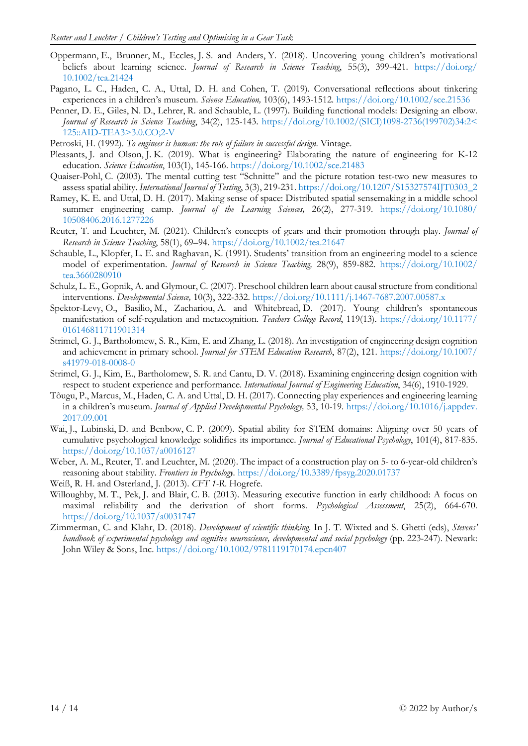Oppermann, E., Brunner, M., Eccles, J. S. and Anders, Y. (2018). Uncovering young children's motivational beliefs about learning science. *Journal of Research in Science Teaching*, 55(3), 399-421. https://doi.org/10.1002/tea.21424

Pagano, L. C., Haden, C. A., Uttal, D. H. and Cohen, T. (2019). Conversational reflections about tinkering experiences in a children's museum. *Science Education,* 103(6), 1493-1512. https://doi.org/10.1002/sce.21536

Penner, D. E., Giles, N. D., Lehrer, R. and Schauble, L. (1997). Building functional models: Designing an elbow. *Journal of Research in Science Teaching*, 34(2), 125-143. https://doi.org/10.1002/(SICI)1098-2736(199702)34:2<125::AID-TEA3>3.0.CO;2-V

Petroski, H. (1992). *To engineer is human: the role of failure in successful design*. Vintage.

Pleasants, J. and Olson, J. K. (2019). What is engineering? Elaborating the nature of engineering for K-12 education. *Science Education*, 103(1), 145-166. https://doi.org/10.1002/sce.21483

Quaiser-Pohl, C. (2003). The mental cutting test "Schnitte" and the picture rotation test-two new measures to assess spatial ability. *International Journal of Testing*, 3(3), 219-231. https://doi.org/10.1207/S15327574IJT0303_2

Ramey, K. E. and Uttal, D. H. (2017). Making sense of space: Distributed spatial sensemaking in a middle school summer engineering camp. *Journal of the Learning Sciences,* 26(2), 277-319. https://doi.org/10.1080/10508406.2016.1277226

Reuter, T. and Leuchter, M. (2021). Children's concepts of gears and their promotion through play. *Journal of Research in Science Teaching*, 58(1), 69–94. https://doi.org/10.1002/tea.21647

Schauble, L., Klopfer, L. E. and Raghavan, K. (1991). Students' transition from an engineering model to a science model of experimentation. *Journal of Research in Science Teaching,* 28(9), 859-882. https://doi.org/10.1002/tea.3660280910

Schulz, L. E., Gopnik, A. and Glymour, C. (2007). Preschool children learn about causal structure from conditional interventions. *Developmental Science,* 10(3), 322-332. https://doi.org/10.1111/j.1467-7687.2007.00587.x

Spektor-Levy, O., Basilio, M., Zachariou, A. and Whitebread, D. (2017). Young children's spontaneous manifestation of self-regulation and metacognition. *Teachers College Record*, 119(13). https://doi.org/10.1177/016146811711901314

Strimel, G. J., Bartholomew, S. R., Kim, E. and Zhang, L. (2018). An investigation of engineering design cognition and achievement in primary school. *Journal for STEM Education Research*, 87(2), 121. https://doi.org/10.1007/s41979-018-0008-0

Strimel, G. J., Kim, E., Bartholomew, S. R. and Cantu, D. V. (2018). Examining engineering design cognition with respect to student experience and performance. *International Journal of Engineering Education*, 34(6), 1910-1929.

Tõugu, P., Marcus, M., Haden, C. A. and Uttal, D. H. (2017). Connecting play experiences and engineering learning in a children's museum. *Journal of Applied Developmental Psychology,* 53, 10-19. https://doi.org/10.1016/j.appdev.2017.09.001

Wai, J., Lubinski, D. and Benbow, C. P. (2009). Spatial ability for STEM domains: Aligning over 50 years of cumulative psychological knowledge solidifies its importance. *Journal of Educational Psychology*, 101(4), 817-835. https://doi.org/10.1037/a0016127

Weber, A. M., Reuter, T. and Leuchter, M. (2020). The impact of a construction play on 5- to 6-year-old children's reasoning about stability. *Frontiers in Psychology*. https://doi.org/10.3389/fpsyg.2020.01737

Weiß, R. H. and Osterland, J. (2013). *CFT 1-R*. Hogrefe.

Willoughby, M. T., Pek, J. and Blair, C. B. (2013). Measuring executive function in early childhood: A focus on maximal reliability and the derivation of short forms. *Psychological Assessment*, 25(2), 664-670. https://doi.org/10.1037/a0031747

Zimmerman, C. and Klahr, D. (2018). *Development of scientific thinking*. In J. T. Wixted and S. Ghetti (eds), *Stevens' handbook of experimental psychology and cognitive neuroscience, developmental and social psychology* (pp. 223-247). Newark: John Wiley & Sons, Inc. https://doi.org/10.1002/9781119170174.epcn407